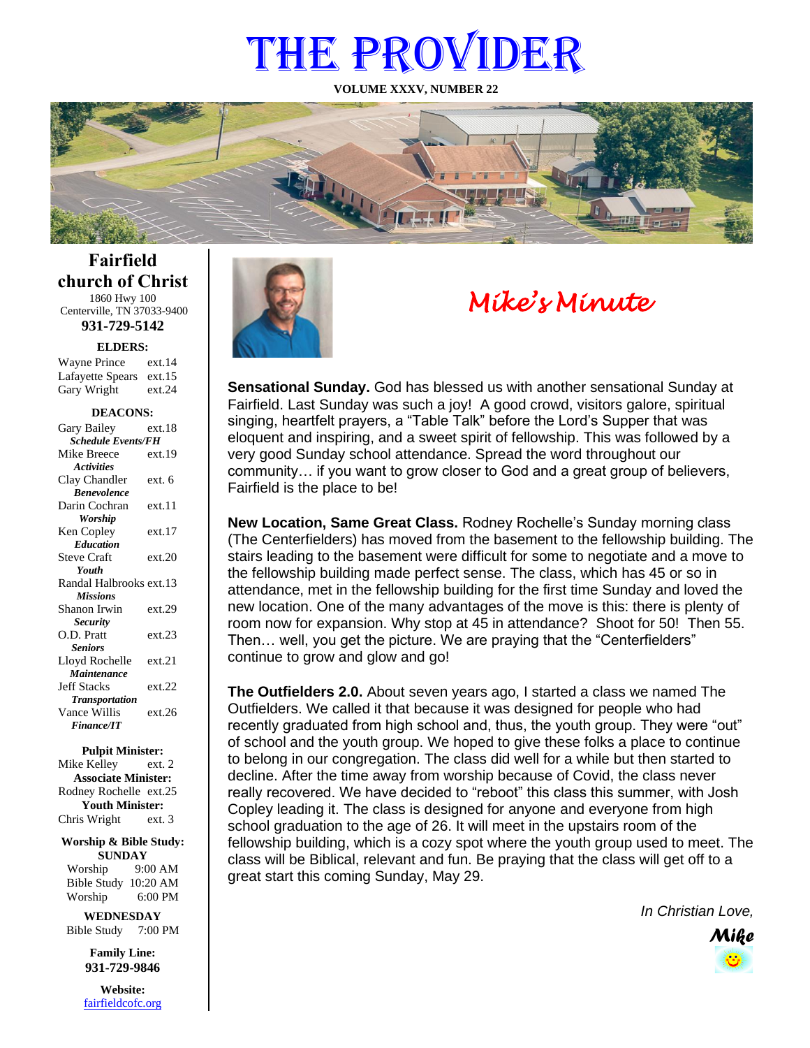# THE PROVIDER

**VOLUME XXXV, NUMBER 22**

## Fairfield church of Christ

1860 Hwy 100
Centerville, TN 37033-9400

**931-729-5142**

**ELDERS:**

Wayne Prince ext.14
Lafayette Spears ext.15
Gary Wright ext.24

**DEACONS:**

Gary Bailey ext.18
*Schedule Events/FH*
Mike Breece ext.19
*Activities*
Clay Chandler ext. 6
*Benevolence*
Darin Cochran ext.11
*Worship*
Ken Copley ext.17
*Education*
Steve Craft ext.20
*Youth*
Randal Halbrooks ext.13
*Missions*
Shanon Irwin ext.29
*Security*
O.D. Pratt ext.23
*Seniors*
Lloyd Rochelle ext.21
*Maintenance*
Jeff Stacks ext.22
*Transportation*
Vance Willis ext.26
*Finance/IT*

**Pulpit Minister:**
Mike Kelley ext. 2
**Associate Minister:**
Rodney Rochelle ext.25
**Youth Minister:**
Chris Wright ext. 3

**Worship & Bible Study:**
**SUNDAY**
Worship 9:00 AM
Bible Study 10:20 AM
Worship 6:00 PM

**WEDNESDAY**
Bible Study 7:00 PM

**Family Line:**
**931-729-9846**

**Website:**
fairfieldcofc.org

## *Mike's Minute*

**Sensational Sunday.** God has blessed us with another sensational Sunday at Fairfield. Last Sunday was such a joy! A good crowd, visitors galore, spiritual singing, heartfelt prayers, a "Table Talk" before the Lord's Supper that was eloquent and inspiring, and a sweet spirit of fellowship. This was followed by a very good Sunday school attendance. Spread the word throughout our community… if you want to grow closer to God and a great group of believers, Fairfield is the place to be!

**New Location, Same Great Class.** Rodney Rochelle's Sunday morning class (The Centerfielders) has moved from the basement to the fellowship building. The stairs leading to the basement were difficult for some to negotiate and a move to the fellowship building made perfect sense. The class, which has 45 or so in attendance, met in the fellowship building for the first time Sunday and loved the new location. One of the many advantages of the move is this: there is plenty of room now for expansion. Why stop at 45 in attendance? Shoot for 50! Then 55. Then… well, you get the picture. We are praying that the "Centerfielders" continue to grow and glow and go!

**The Outfielders 2.0.** About seven years ago, I started a class we named The Outfielders. We called it that because it was designed for people who had recently graduated from high school and, thus, the youth group. They were "out" of school and the youth group. We hoped to give these folks a place to continue to belong in our congregation. The class did well for a while but then started to decline. After the time away from worship because of Covid, the class never really recovered. We have decided to "reboot" this class this summer, with Josh Copley leading it. The class is designed for anyone and everyone from high school graduation to the age of 26. It will meet in the upstairs room of the fellowship building, which is a cozy spot where the youth group used to meet. The class will be Biblical, relevant and fun. Be praying that the class will get off to a great start this coming Sunday, May 29.

*In Christian Love,*

***Mike***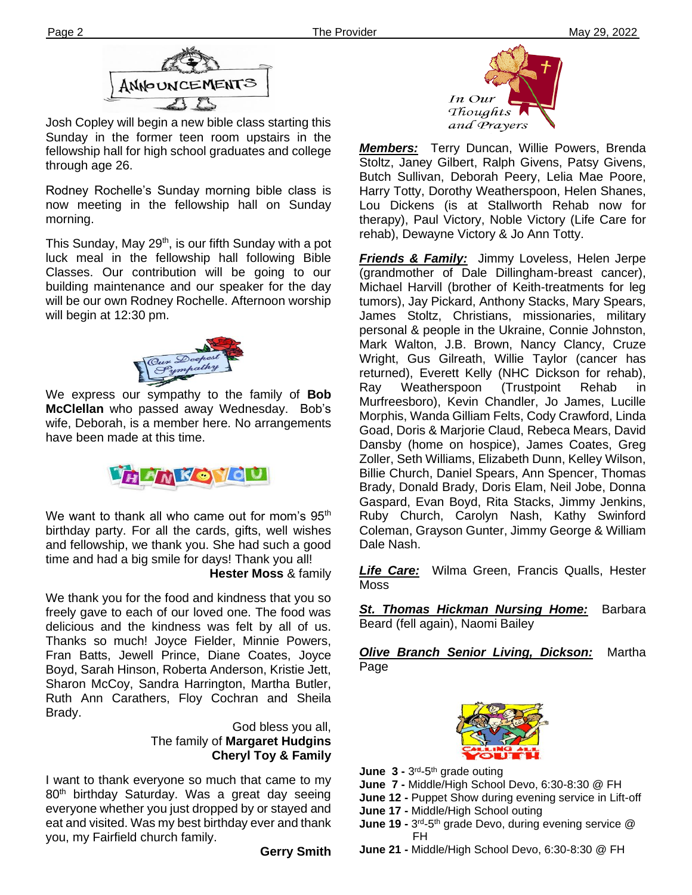## ANNOUNCEMENTS

Josh Copley will begin a new bible class starting this Sunday in the former teen room upstairs in the fellowship hall for high school graduates and college through age 26.

Rodney Rochelle's Sunday morning bible class is now meeting in the fellowship hall on Sunday morning.

This Sunday, May 29th, is our fifth Sunday with a pot luck meal in the fellowship hall following Bible Classes. Our contribution will be going to our building maintenance and our speaker for the day will be our own Rodney Rochelle. Afternoon worship will begin at 12:30 pm.

## Our Deepest Sympathy

We express our sympathy to the family of **Bob McClellan** who passed away Wednesday. Bob's wife, Deborah, is a member here. No arrangements have been made at this time.

## THANK YOU

We want to thank all who came out for mom's 95th birthday party. For all the cards, gifts, well wishes and fellowship, we thank you. She had such a good time and had a big smile for days! Thank you all!

**Hester Moss** & family

We thank you for the food and kindness that you so freely gave to each of our loved one. The food was delicious and the kindness was felt by all of us. Thanks so much! Joyce Fielder, Minnie Powers, Fran Batts, Jewell Prince, Diane Coates, Joyce Boyd, Sarah Hinson, Roberta Anderson, Kristie Jett, Sharon McCoy, Sandra Harrington, Martha Butler, Ruth Ann Carathers, Floy Cochran and Sheila Brady.

God bless you all,
The family of **Margaret Hudgins**
**Cheryl Toy & Family**

I want to thank everyone so much that came to my 80th birthday Saturday. Was a great day seeing everyone whether you just dropped by or stayed and eat and visited. Was my best birthday ever and thank you, my Fairfield church family.

**Gerry Smith**

## In Our Thoughts and Prayers

***Members:*** Terry Duncan, Willie Powers, Brenda Stoltz, Janey Gilbert, Ralph Givens, Patsy Givens, Butch Sullivan, Deborah Peery, Lelia Mae Poore, Harry Totty, Dorothy Weatherspoon, Helen Shanes, Lou Dickens (is at Stallworth Rehab now for therapy), Paul Victory, Noble Victory (Life Care for rehab), Dewayne Victory & Jo Ann Totty.

***Friends & Family:*** Jimmy Loveless, Helen Jerpe (grandmother of Dale Dillingham-breast cancer), Michael Harvill (brother of Keith-treatments for leg tumors), Jay Pickard, Anthony Stacks, Mary Spears, James Stoltz, Christians, missionaries, military personal & people in the Ukraine, Connie Johnston, Mark Walton, J.B. Brown, Nancy Clancy, Cruze Wright, Gus Gilreath, Willie Taylor (cancer has returned), Everett Kelly (NHC Dickson for rehab), Ray Weatherspoon (Trustpoint Rehab in Murfreesboro), Kevin Chandler, Jo James, Lucille Morphis, Wanda Gilliam Felts, Cody Crawford, Linda Goad, Doris & Marjorie Claud, Rebeca Mears, David Dansby (home on hospice), James Coates, Greg Zoller, Seth Williams, Elizabeth Dunn, Kelley Wilson, Billie Church, Daniel Spears, Ann Spencer, Thomas Brady, Donald Brady, Doris Elam, Neil Jobe, Donna Gaspard, Evan Boyd, Rita Stacks, Jimmy Jenkins, Ruby Church, Carolyn Nash, Kathy Swinford Coleman, Grayson Gunter, Jimmy George & William Dale Nash.

***Life Care:*** Wilma Green, Francis Qualls, Hester Moss

***St. Thomas Hickman Nursing Home:*** Barbara Beard (fell again), Naomi Bailey

***Olive Branch Senior Living, Dickson:*** Martha Page

## CALLING ALL YOUTH

- **June 3 -** 3rd-5th grade outing
- **June 7 -** Middle/High School Devo, 6:30-8:30 @ FH
- **June 12 -** Puppet Show during evening service in Lift-off
- **June 17 -** Middle/High School outing
- **June 19 -** 3rd-5th grade Devo, during evening service @ FH
- **June 21 -** Middle/High School Devo, 6:30-8:30 @ FH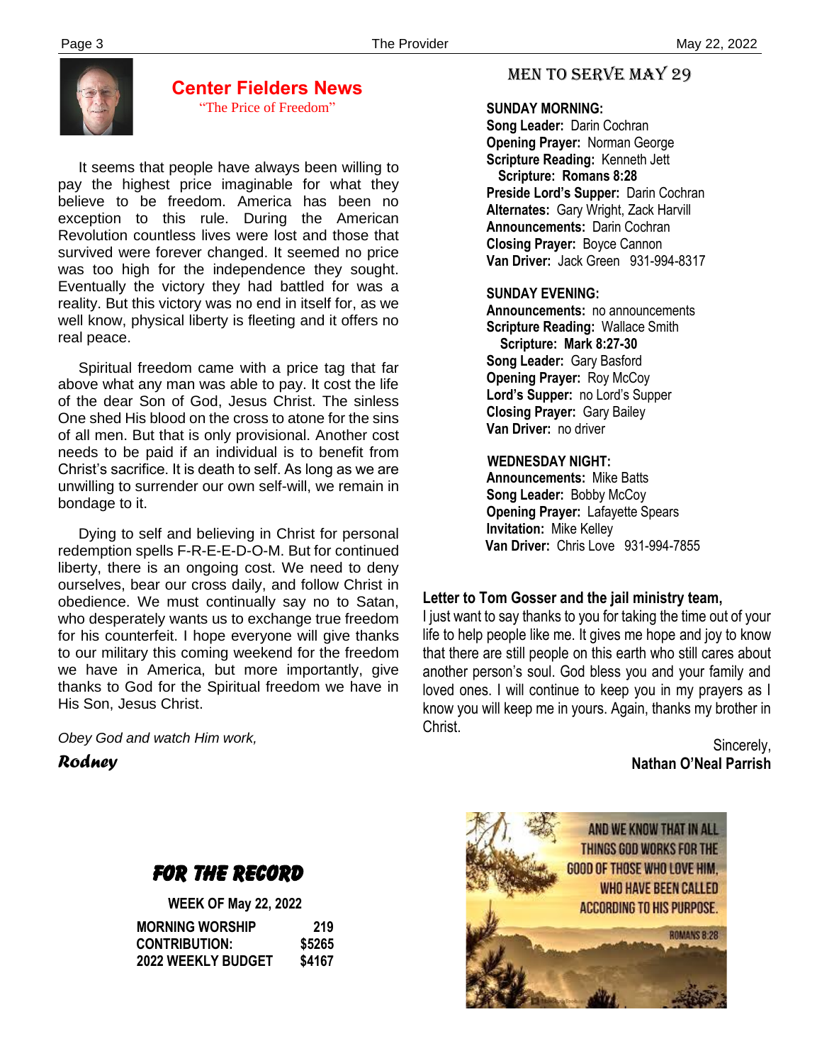## Center Fielders News

"The Price of Freedom"

It seems that people have always been willing to pay the highest price imaginable for what they believe to be freedom. America has been no exception to this rule. During the American Revolution countless lives were lost and those that survived were forever changed. It seemed no price was too high for the independence they sought. Eventually the victory they had battled for was a reality. But this victory was no end in itself for, as we well know, physical liberty is fleeting and it offers no real peace.

Spiritual freedom came with a price tag that far above what any man was able to pay. It cost the life of the dear Son of God, Jesus Christ. The sinless One shed His blood on the cross to atone for the sins of all men. But that is only provisional. Another cost needs to be paid if an individual is to benefit from Christ's sacrifice. It is death to self. As long as we are unwilling to surrender our own self-will, we remain in bondage to it.

Dying to self and believing in Christ for personal redemption spells F-R-E-E-D-O-M. But for continued liberty, there is an ongoing cost. We need to deny ourselves, bear our cross daily, and follow Christ in obedience. We must continually say no to Satan, who desperately wants us to exchange true freedom for his counterfeit. I hope everyone will give thanks to our military this coming weekend for the freedom we have in America, but more importantly, give thanks to God for the Spiritual freedom we have in His Son, Jesus Christ.

*Obey God and watch Him work,*

***Rodney***

## For the Record

**WEEK OF May 22, 2022**

| | |
|---|---|
| **MORNING WORSHIP** | **219** |
| **CONTRIBUTION:** | **$5265** |
| **2022 WEEKLY BUDGET** | **$4167** |

## Men to Serve May 29

**SUNDAY MORNING:**

**Song Leader:** Darin Cochran
**Opening Prayer:** Norman George
**Scripture Reading:** Kenneth Jett
**Scripture: Romans 8:28**
**Preside Lord's Supper:** Darin Cochran
**Alternates:** Gary Wright, Zack Harvill
**Announcements:** Darin Cochran
**Closing Prayer:** Boyce Cannon
**Van Driver:** Jack Green 931-994-8317

**SUNDAY EVENING:**

**Announcements:** no announcements
**Scripture Reading:** Wallace Smith
**Scripture: Mark 8:27-30**
**Song Leader:** Gary Basford
**Opening Prayer:** Roy McCoy
**Lord's Supper:** no Lord's Supper
**Closing Prayer:** Gary Bailey
**Van Driver:** no driver

**WEDNESDAY NIGHT:**

**Announcements:** Mike Batts
**Song Leader:** Bobby McCoy
**Opening Prayer:** Lafayette Spears
**Invitation:** Mike Kelley
**Van Driver:** Chris Love 931-994-7855

**Letter to Tom Gosser and the jail ministry team,**

I just want to say thanks to you for taking the time out of your life to help people like me. It gives me hope and joy to know that there are still people on this earth who still cares about another person's soul. God bless you and your family and loved ones. I will continue to keep you in my prayers as I know you will keep me in yours. Again, thanks my brother in Christ.

Sincerely,
**Nathan O'Neal Parrish**

AND WE KNOW THAT IN ALL THINGS GOD WORKS FOR THE GOOD OF THOSE WHO LOVE HIM, WHO HAVE BEEN CALLED ACCORDING TO HIS PURPOSE.

ROMANS 8:28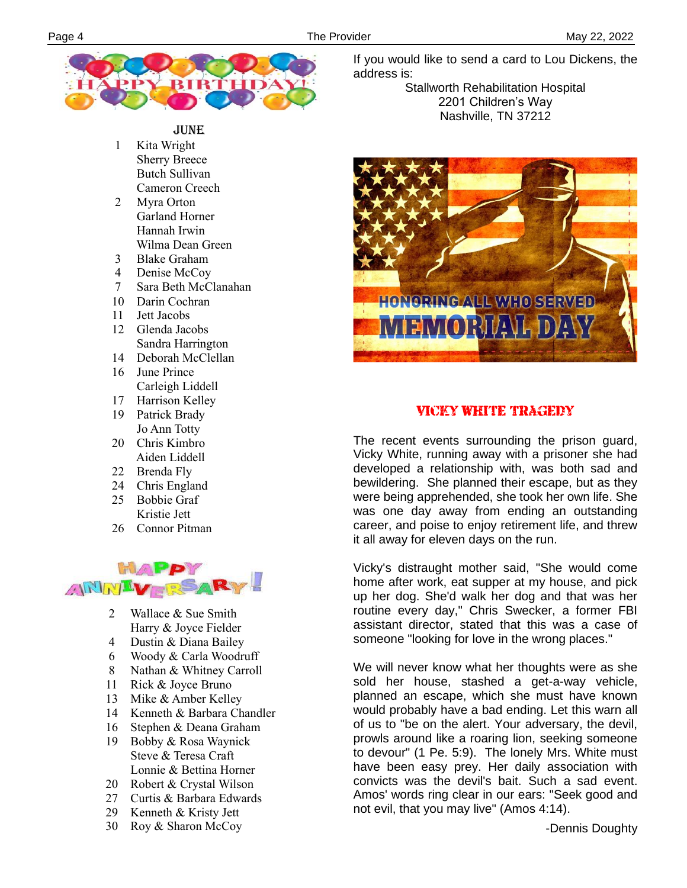# HAPPY BIRTHDAY!

## JUNE

| | |
|---|---|
| 1 | Kita Wright |
| | Sherry Breece |
| | Butch Sullivan |
| | Cameron Creech |
| 2 | Myra Orton |
| | Garland Horner |
| | Hannah Irwin |
| | Wilma Dean Green |
| 3 | Blake Graham |
| 4 | Denise McCoy |
| 7 | Sara Beth McClanahan |
| 10 | Darin Cochran |
| 11 | Jett Jacobs |
| 12 | Glenda Jacobs |
| | Sandra Harrington |
| 14 | Deborah McClellan |
| 16 | June Prince |
| | Carleigh Liddell |
| 17 | Harrison Kelley |
| 19 | Patrick Brady |
| | Jo Ann Totty |
| 20 | Chris Kimbro |
| | Aiden Liddell |
| 22 | Brenda Fly |
| 24 | Chris England |
| 25 | Bobbie Graf |
| | Kristie Jett |
| 26 | Connor Pitman |

# HAPPY ANNIVERSARY!

| | |
|---|---|
| 2 | Wallace & Sue Smith |
| | Harry & Joyce Fielder |
| 4 | Dustin & Diana Bailey |
| 6 | Woody & Carla Woodruff |
| 8 | Nathan & Whitney Carroll |
| 11 | Rick & Joyce Bruno |
| 13 | Mike & Amber Kelley |
| 14 | Kenneth & Barbara Chandler |
| 16 | Stephen & Deana Graham |
| 19 | Bobby & Rosa Waynick |
| | Steve & Teresa Craft |
| | Lonnie & Bettina Horner |
| 20 | Robert & Crystal Wilson |
| 27 | Curtis & Barbara Edwards |
| 29 | Kenneth & Kristy Jett |
| 30 | Roy & Sharon McCoy |

If you would like to send a card to Lou Dickens, the address is:

Stallworth Rehabilitation Hospital
2201 Children's Way
Nashville, TN 37212

HONORING ALL WHO SERVED
MEMORIAL DAY

## VICKY WHITE TRAGEDY

The recent events surrounding the prison guard, Vicky White, running away with a prisoner she had developed a relationship with, was both sad and bewildering. She planned their escape, but as they were being apprehended, she took her own life. She was one day away from ending an outstanding career, and poise to enjoy retirement life, and threw it all away for eleven days on the run.

Vicky's distraught mother said, "She would come home after work, eat supper at my house, and pick up her dog. She'd walk her dog and that was her routine every day," Chris Swecker, a former FBI assistant director, stated that this was a case of someone "looking for love in the wrong places."

We will never know what her thoughts were as she sold her house, stashed a get-a-way vehicle, planned an escape, which she must have known would probably have a bad ending. Let this warn all of us to "be on the alert. Your adversary, the devil, prowls around like a roaring lion, seeking someone to devour" (1 Pe. 5:9). The lonely Mrs. White must have been easy prey. Her daily association with convicts was the devil's bait. Such a sad event. Amos' words ring clear in our ears: "Seek good and not evil, that you may live" (Amos 4:14).

-Dennis Doughty